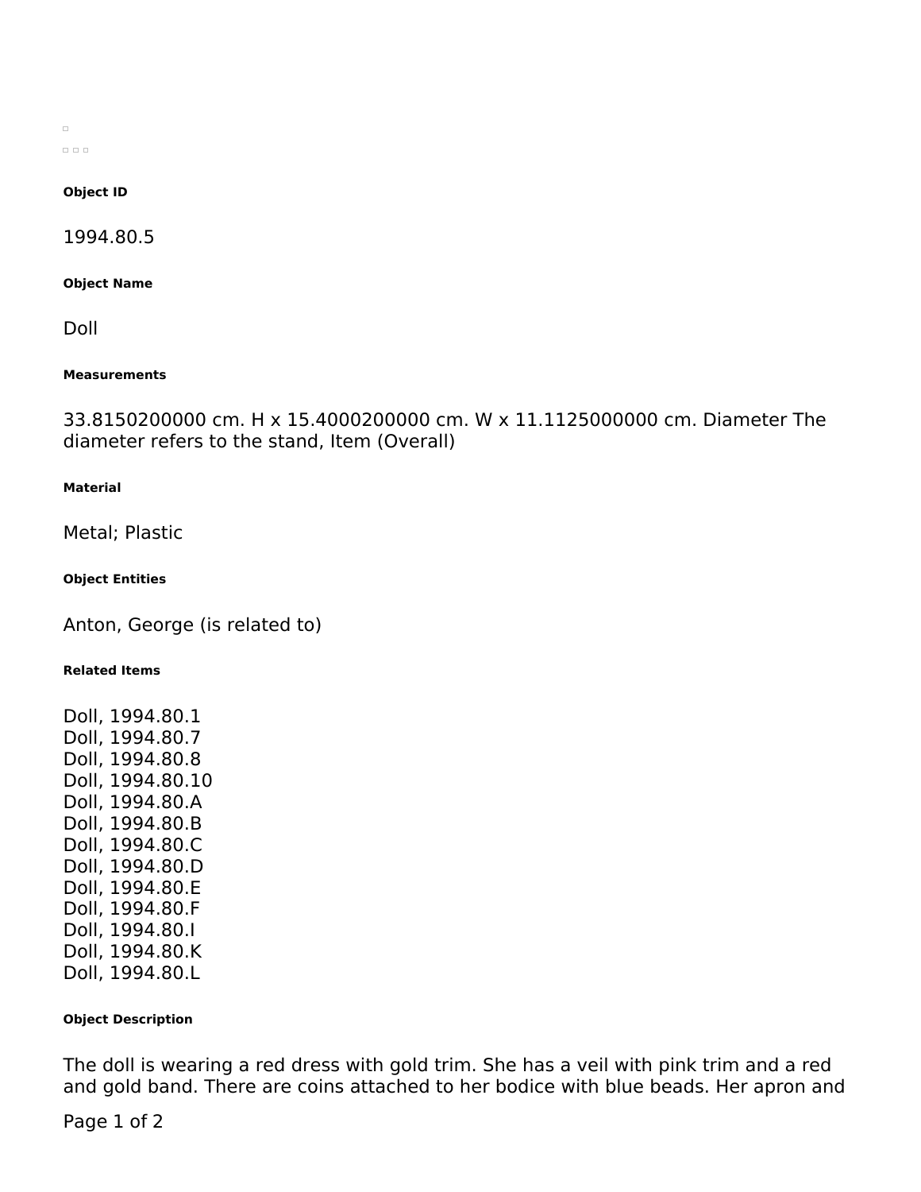#### Object ID

1994.80.5

#### Object Name

Doll

#### Measurements

33.8150200000 cm. H x 15.4000200000 cm. W x 11.1125000000 cm. Diameter The diameter refers to the stand, Item (Overall)

#### Material

Metal; Plastic

#### Object Entities

Anton, George (is related to)

#### Related Items

Doll, 1994.80.1
Doll, 1994.80.7
Doll, 1994.80.8
Doll, 1994.80.10
Doll, 1994.80.A
Doll, 1994.80.B
Doll, 1994.80.C
Doll, 1994.80.D
Doll, 1994.80.E
Doll, 1994.80.F
Doll, 1994.80.I
Doll, 1994.80.K
Doll, 1994.80.L

#### Object Description

The doll is wearing a red dress with gold trim. She has a veil with pink trim and a red and gold band. There are coins attached to her bodice with blue beads. Her apron and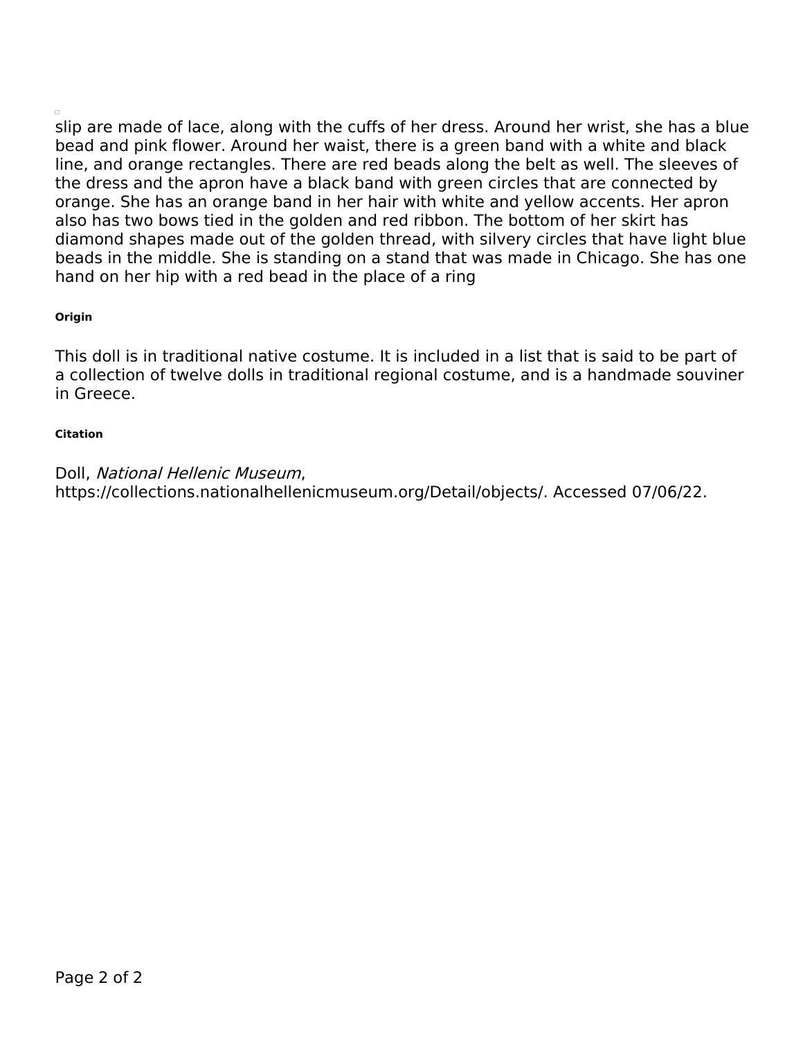slip are made of lace, along with the cuffs of her dress. Around her wrist, she has a blue bead and pink flower. Around her waist, there is a green band with a white and black line, and orange rectangles. There are red beads along the belt as well. The sleeves of the dress and the apron have a black band with green circles that are connected by orange. She has an orange band in her hair with white and yellow accents. Her apron also has two bows tied in the golden and red ribbon. The bottom of her skirt has diamond shapes made out of the golden thread, with silvery circles that have light blue beads in the middle. She is standing on a stand that was made in Chicago. She has one hand on her hip with a red bead in the place of a ring

#### Origin

This doll is in traditional native costume. It is included in a list that is said to be part of a collection of twelve dolls in traditional regional costume, and is a handmade souviner in Greece.

#### Citation

Doll, *National Hellenic Museum*, https://collections.nationalhellenicmuseum.org/Detail/objects/. Accessed 07/06/22.